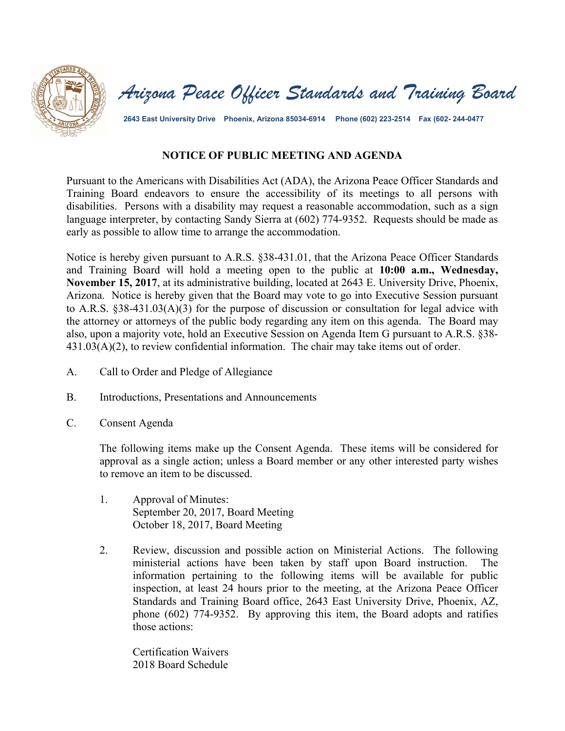# *Arizona Peace Officer Standards and Training Board*

**2643 East University Drive  Phoenix, Arizona 85034-6914  Phone (602) 223-2514  Fax (602- 244-0477**

## NOTICE OF PUBLIC MEETING AND AGENDA

Pursuant to the Americans with Disabilities Act (ADA), the Arizona Peace Officer Standards and Training Board endeavors to ensure the accessibility of its meetings to all persons with disabilities. Persons with a disability may request a reasonable accommodation, such as a sign language interpreter, by contacting Sandy Sierra at (602) 774-9352. Requests should be made as early as possible to allow time to arrange the accommodation.

Notice is hereby given pursuant to A.R.S. §38-431.01, that the Arizona Peace Officer Standards and Training Board will hold a meeting open to the public at **10:00 a.m., Wednesday, November 15, 2017**, at its administrative building, located at 2643 E. University Drive, Phoenix, Arizona. Notice is hereby given that the Board may vote to go into Executive Session pursuant to A.R.S. §38-431.03(A)(3) for the purpose of discussion or consultation for legal advice with the attorney or attorneys of the public body regarding any item on this agenda. The Board may also, upon a majority vote, hold an Executive Session on Agenda Item G pursuant to A.R.S. §38-431.03(A)(2), to review confidential information. The chair may take items out of order.

A. Call to Order and Pledge of Allegiance

B. Introductions, Presentations and Announcements

C. Consent Agenda

The following items make up the Consent Agenda. These items will be considered for approval as a single action; unless a Board member or any other interested party wishes to remove an item to be discussed.

1. Approval of Minutes:
   September 20, 2017, Board Meeting
   October 18, 2017, Board Meeting

2. Review, discussion and possible action on Ministerial Actions. The following ministerial actions have been taken by staff upon Board instruction. The information pertaining to the following items will be available for public inspection, at least 24 hours prior to the meeting, at the Arizona Peace Officer Standards and Training Board office, 2643 East University Drive, Phoenix, AZ, phone (602) 774-9352. By approving this item, the Board adopts and ratifies those actions:

   Certification Waivers
   2018 Board Schedule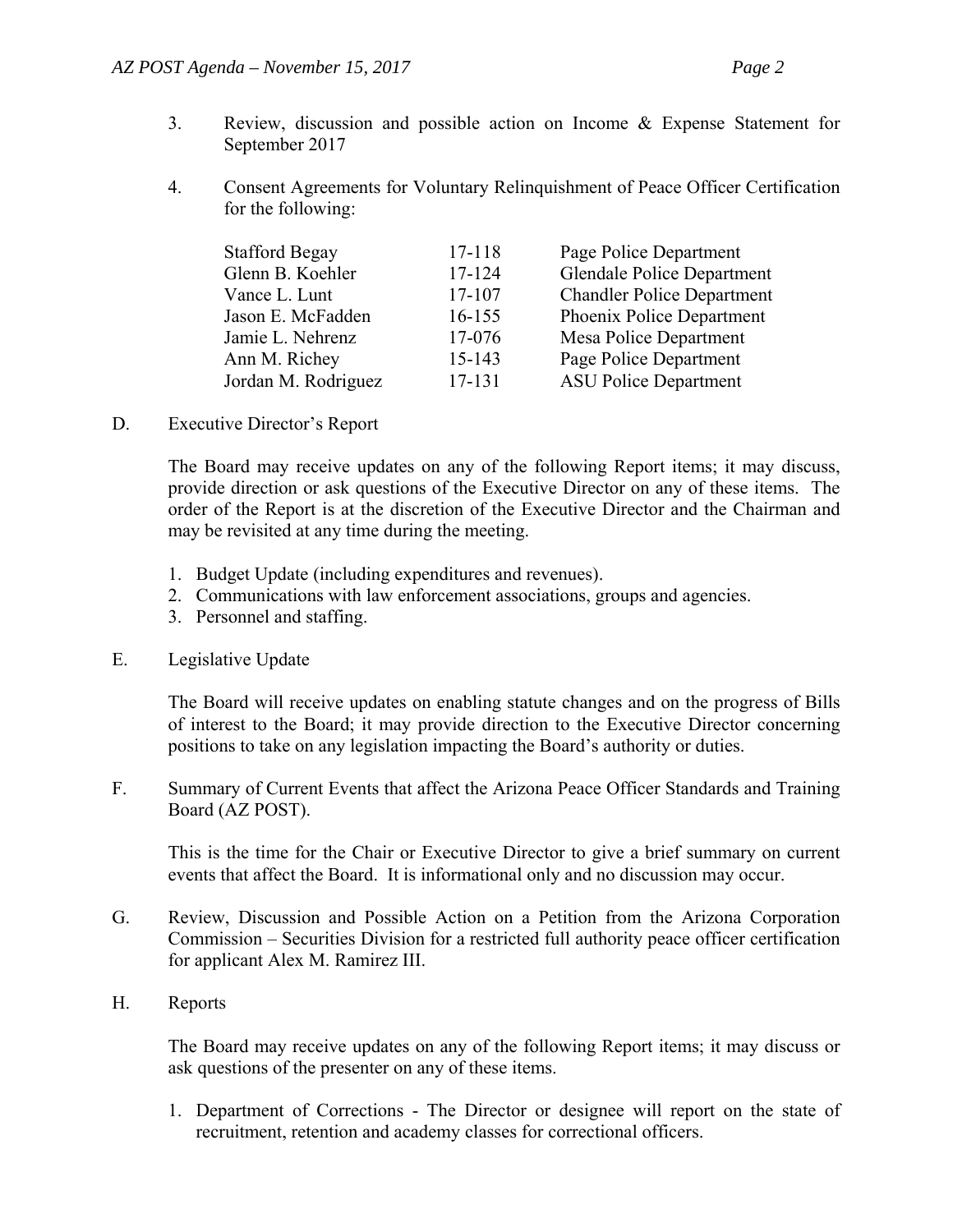3. Review, discussion and possible action on Income & Expense Statement for September 2017

4. Consent Agreements for Voluntary Relinquishment of Peace Officer Certification for the following:

| | | |
|---|---|---|
| Stafford Begay | 17-118 | Page Police Department |
| Glenn B. Koehler | 17-124 | Glendale Police Department |
| Vance L. Lunt | 17-107 | Chandler Police Department |
| Jason E. McFadden | 16-155 | Phoenix Police Department |
| Jamie L. Nehrenz | 17-076 | Mesa Police Department |
| Ann M. Richey | 15-143 | Page Police Department |
| Jordan M. Rodriguez | 17-131 | ASU Police Department |

D. Executive Director's Report

The Board may receive updates on any of the following Report items; it may discuss, provide direction or ask questions of the Executive Director on any of these items. The order of the Report is at the discretion of the Executive Director and the Chairman and may be revisited at any time during the meeting.

1. Budget Update (including expenditures and revenues).
2. Communications with law enforcement associations, groups and agencies.
3. Personnel and staffing.

E. Legislative Update

The Board will receive updates on enabling statute changes and on the progress of Bills of interest to the Board; it may provide direction to the Executive Director concerning positions to take on any legislation impacting the Board's authority or duties.

F. Summary of Current Events that affect the Arizona Peace Officer Standards and Training Board (AZ POST).

This is the time for the Chair or Executive Director to give a brief summary on current events that affect the Board. It is informational only and no discussion may occur.

G. Review, Discussion and Possible Action on a Petition from the Arizona Corporation Commission – Securities Division for a restricted full authority peace officer certification for applicant Alex M. Ramirez III.

H. Reports

The Board may receive updates on any of the following Report items; it may discuss or ask questions of the presenter on any of these items.

1. Department of Corrections - The Director or designee will report on the state of recruitment, retention and academy classes for correctional officers.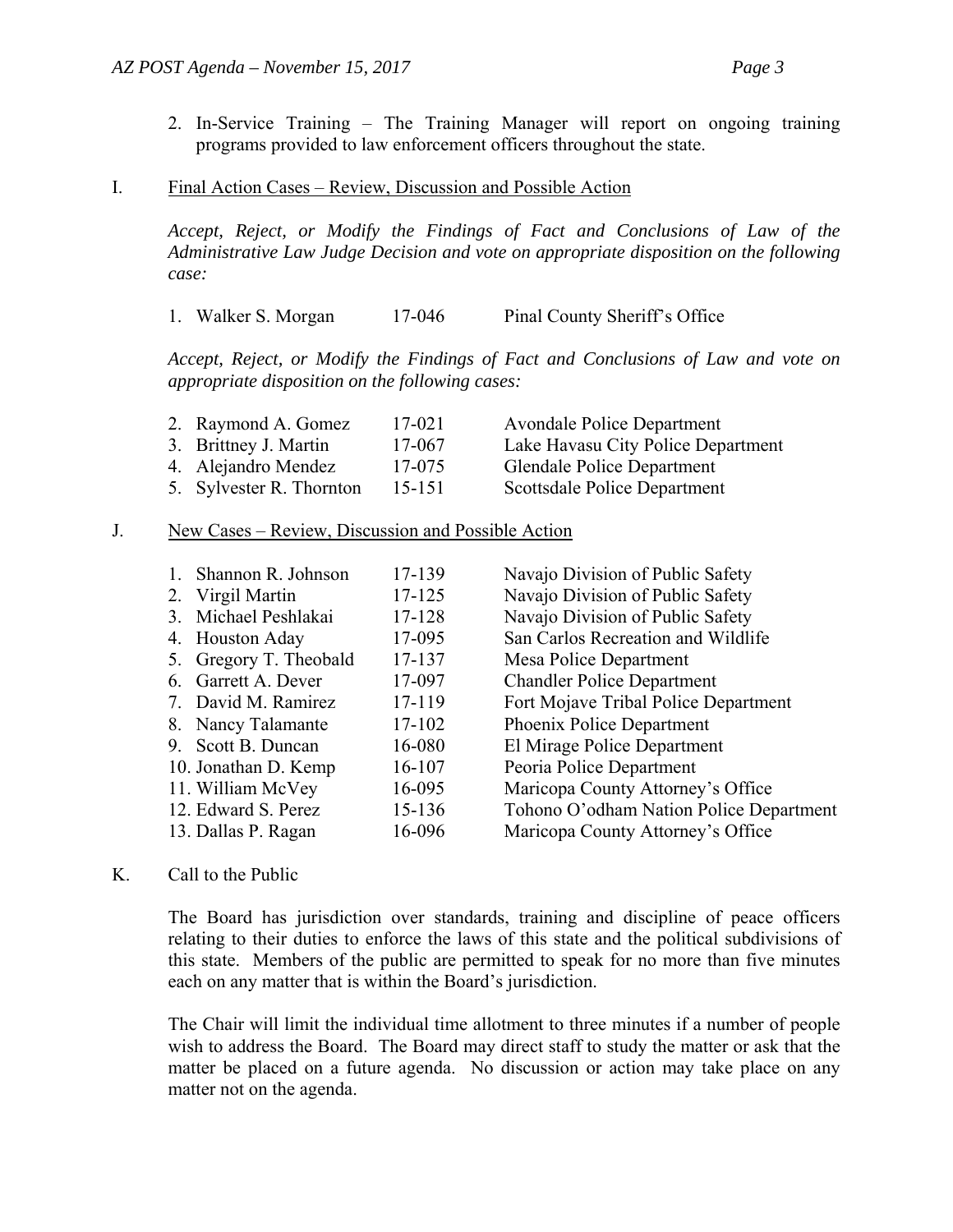2. In-Service Training – The Training Manager will report on ongoing training programs provided to law enforcement officers throughout the state.

I. Final Action Cases – Review, Discussion and Possible Action

*Accept, Reject, or Modify the Findings of Fact and Conclusions of Law of the Administrative Law Judge Decision and vote on appropriate disposition on the following case:*

| | | |
|---|---|---|
| 1. Walker S. Morgan | 17-046 | Pinal County Sheriff's Office |

*Accept, Reject, or Modify the Findings of Fact and Conclusions of Law and vote on appropriate disposition on the following cases:*

| | | |
|---|---|---|
| 2. Raymond A. Gomez | 17-021 | Avondale Police Department |
| 3. Brittney J. Martin | 17-067 | Lake Havasu City Police Department |
| 4. Alejandro Mendez | 17-075 | Glendale Police Department |
| 5. Sylvester R. Thornton | 15-151 | Scottsdale Police Department |

J. New Cases – Review, Discussion and Possible Action

| | | |
|---|---|---|
| 1. Shannon R. Johnson | 17-139 | Navajo Division of Public Safety |
| 2. Virgil Martin | 17-125 | Navajo Division of Public Safety |
| 3. Michael Peshlakai | 17-128 | Navajo Division of Public Safety |
| 4. Houston Aday | 17-095 | San Carlos Recreation and Wildlife |
| 5. Gregory T. Theobald | 17-137 | Mesa Police Department |
| 6. Garrett A. Dever | 17-097 | Chandler Police Department |
| 7. David M. Ramirez | 17-119 | Fort Mojave Tribal Police Department |
| 8. Nancy Talamante | 17-102 | Phoenix Police Department |
| 9. Scott B. Duncan | 16-080 | El Mirage Police Department |
| 10. Jonathan D. Kemp | 16-107 | Peoria Police Department |
| 11. William McVey | 16-095 | Maricopa County Attorney's Office |
| 12. Edward S. Perez | 15-136 | Tohono O'odham Nation Police Department |
| 13. Dallas P. Ragan | 16-096 | Maricopa County Attorney's Office |

K. Call to the Public

The Board has jurisdiction over standards, training and discipline of peace officers relating to their duties to enforce the laws of this state and the political subdivisions of this state. Members of the public are permitted to speak for no more than five minutes each on any matter that is within the Board's jurisdiction.

The Chair will limit the individual time allotment to three minutes if a number of people wish to address the Board. The Board may direct staff to study the matter or ask that the matter be placed on a future agenda. No discussion or action may take place on any matter not on the agenda.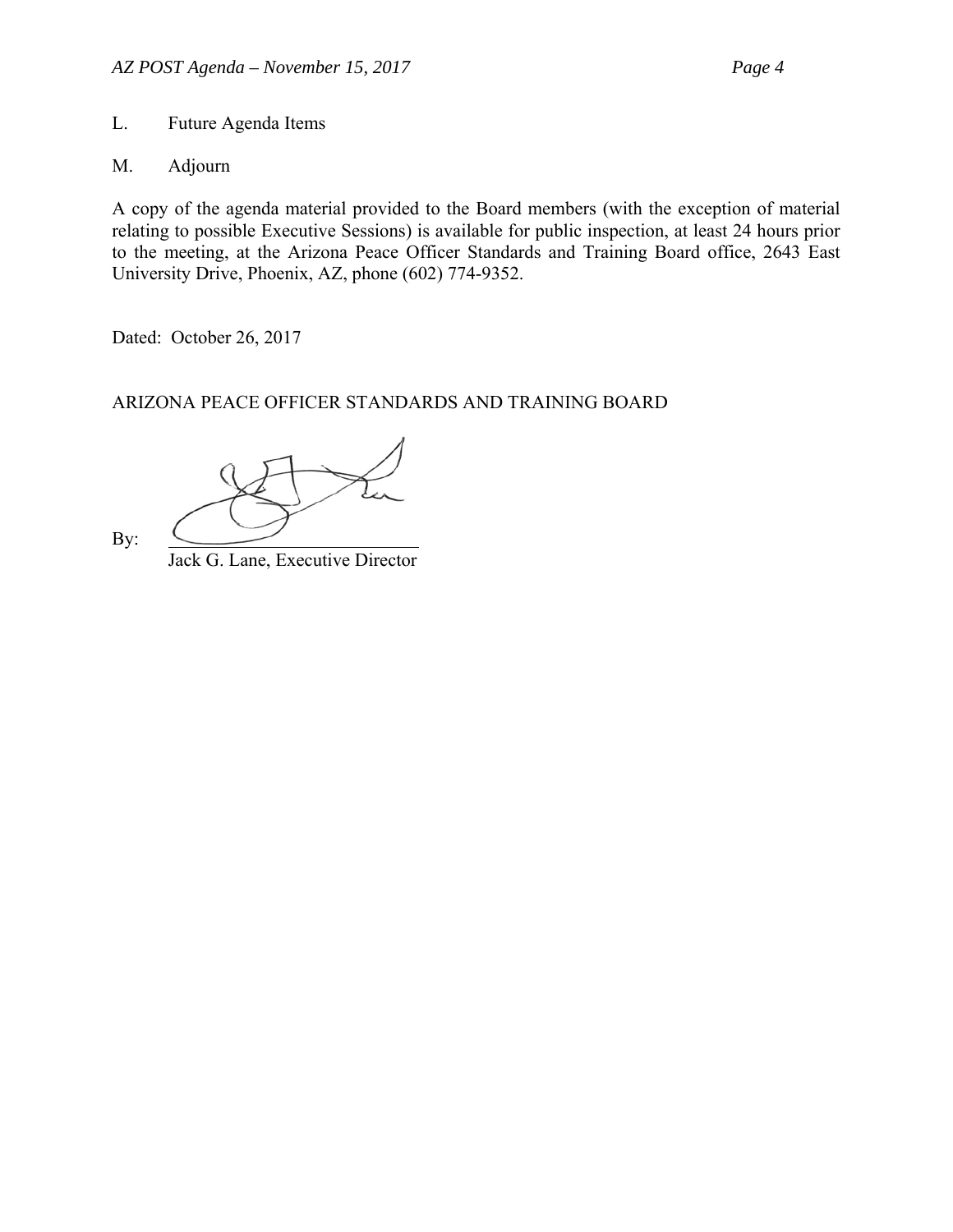L. Future Agenda Items

M. Adjourn

A copy of the agenda material provided to the Board members (with the exception of material relating to possible Executive Sessions) is available for public inspection, at least 24 hours prior to the meeting, at the Arizona Peace Officer Standards and Training Board office, 2643 East University Drive, Phoenix, AZ, phone (602) 774-9352.

Dated: October 26, 2017

ARIZONA PEACE OFFICER STANDARDS AND TRAINING BOARD

By: ______________________________

Jack G. Lane, Executive Director